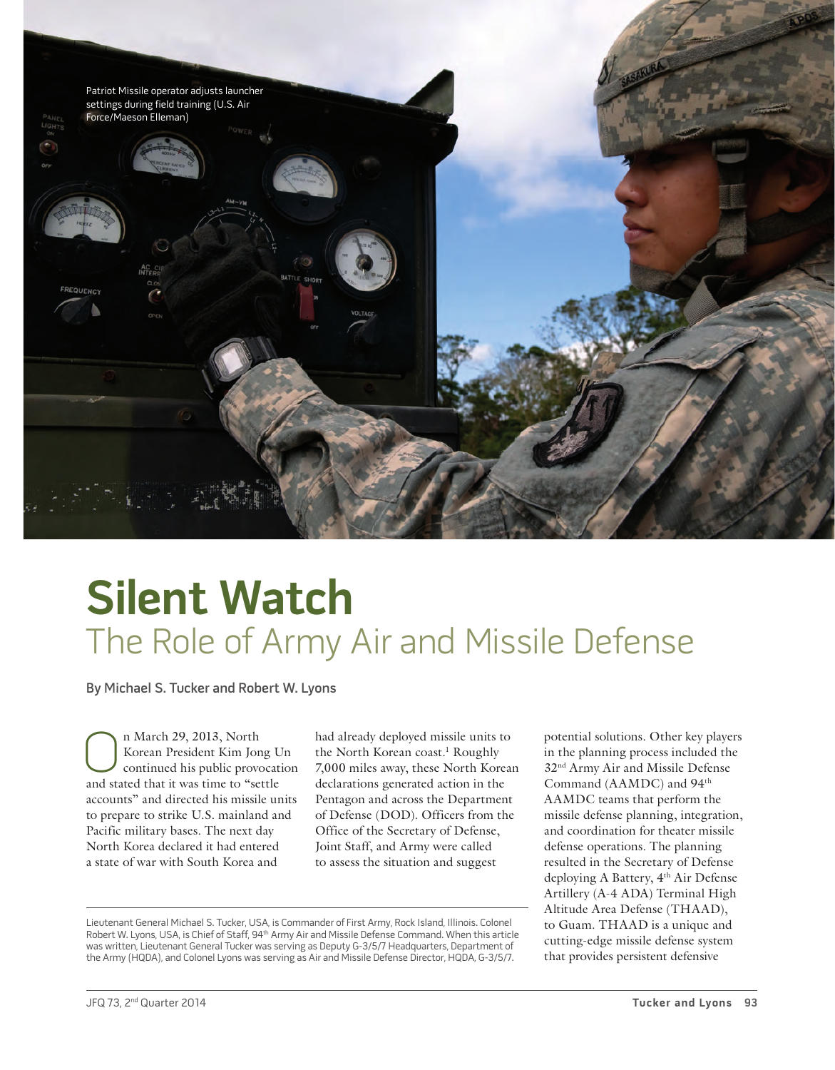Patriot Missile operator adjusts launcher settings during field training (U.S. Air Force/Maeson Elleman)

# Silent Watch

## The Role of Army Air and Missile Defense

**By Michael S. Tucker and Robert W. Lyons**

On March 29, 2013, North Korean President Kim Jong Un continued his public provocation and stated that it was time to "settle accounts" and directed his missile units to prepare to strike U.S. mainland and Pacific military bases. The next day North Korea declared it had entered a state of war with South Korea and had already deployed missile units to the North Korean coast.[1] Roughly 7,000 miles away, these North Korean declarations generated action in the Pentagon and across the Department of Defense (DOD). Officers from the Office of the Secretary of Defense, Joint Staff, and Army were called to assess the situation and suggest potential solutions. Other key players in the planning process included the 32nd Army Air and Missile Defense Command (AAMDC) and 94th AAMDC teams that perform the missile defense planning, integration, and coordination for theater missile defense operations. The planning resulted in the Secretary of Defense deploying A Battery, 4th Air Defense Artillery (A-4 ADA) Terminal High Altitude Area Defense (THAAD), to Guam. THAAD is a unique and cutting-edge missile defense system that provides persistent defensive

Lieutenant General Michael S. Tucker, USA, is Commander of First Army, Rock Island, Illinois. Colonel Robert W. Lyons, USA, is Chief of Staff, 94th Army Air and Missile Defense Command. When this article was written, Lieutenant General Tucker was serving as Deputy G-3/5/7 Headquarters, Department of the Army (HQDA), and Colonel Lyons was serving as Air and Missile Defense Director, HQDA, G-3/5/7.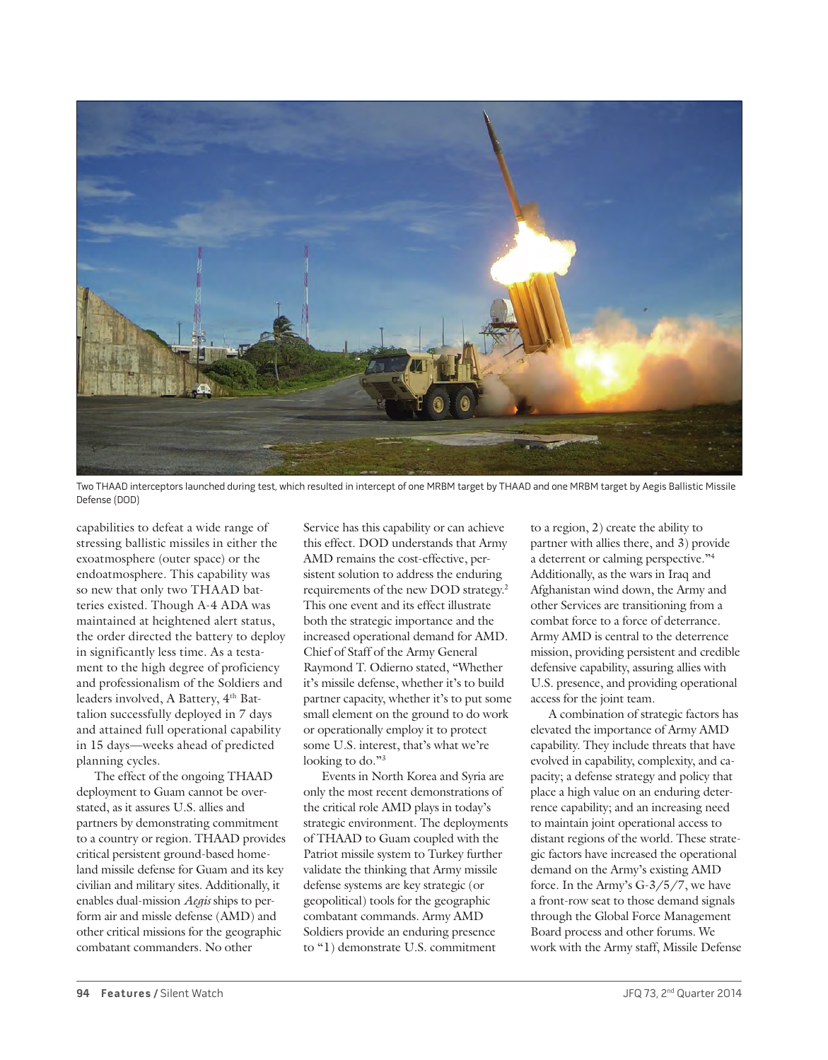Two THAAD interceptors launched during test, which resulted in intercept of one MRBM target by THAAD and one MRBM target by Aegis Ballistic Missile Defense (DOD)

capabilities to defeat a wide range of stressing ballistic missiles in either the exoatmosphere (outer space) or the endoatmosphere. This capability was so new that only two THAAD batteries existed. Though A-4 ADA was maintained at heightened alert status, the order directed the battery to deploy in significantly less time. As a testament to the high degree of proficiency and professionalism of the Soldiers and leaders involved, A Battery, 4th Battalion successfully deployed in 7 days and attained full operational capability in 15 days—weeks ahead of predicted planning cycles.

The effect of the ongoing THAAD deployment to Guam cannot be overstated, as it assures U.S. allies and partners by demonstrating commitment to a country or region. THAAD provides critical persistent ground-based homeland missile defense for Guam and its key civilian and military sites. Additionally, it enables dual-mission *Aegis* ships to perform air and missle defense (AMD) and other critical missions for the geographic combatant commanders. No other Service has this capability or can achieve this effect. DOD understands that Army AMD remains the cost-effective, persistent solution to address the enduring requirements of the new DOD strategy.[2] This one event and its effect illustrate both the strategic importance and the increased operational demand for AMD. Chief of Staff of the Army General Raymond T. Odierno stated, "Whether it's missile defense, whether it's to build partner capacity, whether it's to put some small element on the ground to do work or operationally employ it to protect some U.S. interest, that's what we're looking to do."[3]

Events in North Korea and Syria are only the most recent demonstrations of the critical role AMD plays in today's strategic environment. The deployments of THAAD to Guam coupled with the Patriot missile system to Turkey further validate the thinking that Army missile defense systems are key strategic (or geopolitical) tools for the geographic combatant commands. Army AMD Soldiers provide an enduring presence to "1) demonstrate U.S. commitment to a region, 2) create the ability to partner with allies there, and 3) provide a deterrent or calming perspective."[4] Additionally, as the wars in Iraq and Afghanistan wind down, the Army and other Services are transitioning from a combat force to a force of deterrance. Army AMD is central to the deterrence mission, providing persistent and credible defensive capability, assuring allies with U.S. presence, and providing operational access for the joint team.

A combination of strategic factors has elevated the importance of Army AMD capability. They include threats that have evolved in capability, complexity, and capacity; a defense strategy and policy that place a high value on an enduring deterrence capability; and an increasing need to maintain joint operational access to distant regions of the world. These strategic factors have increased the operational demand on the Army's existing AMD force. In the Army's G-3/5/7, we have a front-row seat to those demand signals through the Global Force Management Board process and other forums. We work with the Army staff, Missile Defense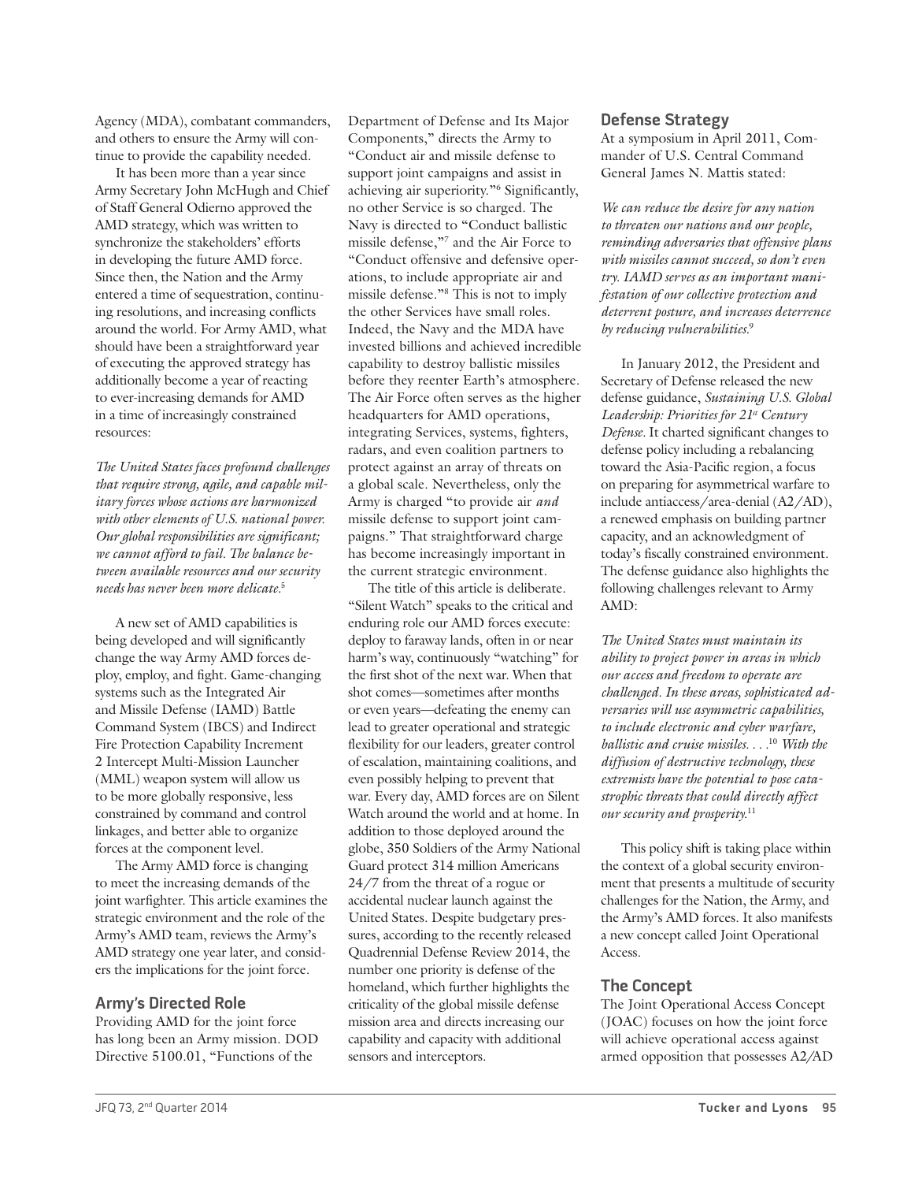Agency (MDA), combatant commanders, and others to ensure the Army will continue to provide the capability needed.

It has been more than a year since Army Secretary John McHugh and Chief of Staff General Odierno approved the AMD strategy, which was written to synchronize the stakeholders' efforts in developing the future AMD force. Since then, the Nation and the Army entered a time of sequestration, continuing resolutions, and increasing conflicts around the world. For Army AMD, what should have been a straightforward year of executing the approved strategy has additionally become a year of reacting to ever-increasing demands for AMD in a time of increasingly constrained resources:

*The United States faces profound challenges that require strong, agile, and capable military forces whose actions are harmonized with other elements of U.S. national power. Our global responsibilities are significant; we cannot afford to fail. The balance between available resources and our security needs has never been more delicate.*[5]

A new set of AMD capabilities is being developed and will significantly change the way Army AMD forces deploy, employ, and fight. Game-changing systems such as the Integrated Air and Missile Defense (IAMD) Battle Command System (IBCS) and Indirect Fire Protection Capability Increment 2 Intercept Multi-Mission Launcher (MML) weapon system will allow us to be more globally responsive, less constrained by command and control linkages, and better able to organize forces at the component level.

The Army AMD force is changing to meet the increasing demands of the joint warfighter. This article examines the strategic environment and the role of the Army's AMD team, reviews the Army's AMD strategy one year later, and considers the implications for the joint force.

## Army's Directed Role

Providing AMD for the joint force has long been an Army mission. DOD Directive 5100.01, "Functions of the Department of Defense and Its Major Components," directs the Army to "Conduct air and missile defense to support joint campaigns and assist in achieving air superiority."[6] Significantly, no other Service is so charged. The Navy is directed to "Conduct ballistic missile defense,"[7] and the Air Force to "Conduct offensive and defensive operations, to include appropriate air and missile defense."[8] This is not to imply the other Services have small roles. Indeed, the Navy and the MDA have invested billions and achieved incredible capability to destroy ballistic missiles before they reenter Earth's atmosphere. The Air Force often serves as the higher headquarters for AMD operations, integrating Services, systems, fighters, radars, and even coalition partners to protect against an array of threats on a global scale. Nevertheless, only the Army is charged "to provide air *and* missile defense to support joint campaigns." That straightforward charge has become increasingly important in the current strategic environment.

The title of this article is deliberate. "Silent Watch" speaks to the critical and enduring role our AMD forces execute: deploy to faraway lands, often in or near harm's way, continuously "watching" for the first shot of the next war. When that shot comes—sometimes after months or even years—defeating the enemy can lead to greater operational and strategic flexibility for our leaders, greater control of escalation, maintaining coalitions, and even possibly helping to prevent that war. Every day, AMD forces are on Silent Watch around the world and at home. In addition to those deployed around the globe, 350 Soldiers of the Army National Guard protect 314 million Americans 24/7 from the threat of a rogue or accidental nuclear launch against the United States. Despite budgetary pressures, according to the recently released Quadrennial Defense Review 2014, the number one priority is defense of the homeland, which further highlights the criticality of the global missile defense mission area and directs increasing our capability and capacity with additional sensors and interceptors.

## Defense Strategy

At a symposium in April 2011, Commander of U.S. Central Command General James N. Mattis stated:

*We can reduce the desire for any nation to threaten our nations and our people, reminding adversaries that offensive plans with missiles cannot succeed, so don't even try. IAMD serves as an important manifestation of our collective protection and deterrent posture, and increases deterrence by reducing vulnerabilities.*[9]

In January 2012, the President and Secretary of Defense released the new defense guidance, *Sustaining U.S. Global Leadership: Priorities for 21st Century Defense*. It charted significant changes to defense policy including a rebalancing toward the Asia-Pacific region, a focus on preparing for asymmetrical warfare to include antiaccess/area-denial (A2/AD), a renewed emphasis on building partner capacity, and an acknowledgment of today's fiscally constrained environment. The defense guidance also highlights the following challenges relevant to Army AMD:

*The United States must maintain its ability to project power in areas in which our access and freedom to operate are challenged. In these areas, sophisticated adversaries will use asymmetric capabilities, to include electronic and cyber warfare, ballistic and cruise missiles. . . .*[10] *With the diffusion of destructive technology, these extremists have the potential to pose catastrophic threats that could directly affect our security and prosperity.*[11]

This policy shift is taking place within the context of a global security environment that presents a multitude of security challenges for the Nation, the Army, and the Army's AMD forces. It also manifests a new concept called Joint Operational Access.

## The Concept

The Joint Operational Access Concept (JOAC) focuses on how the joint force will achieve operational access against armed opposition that possesses A2/AD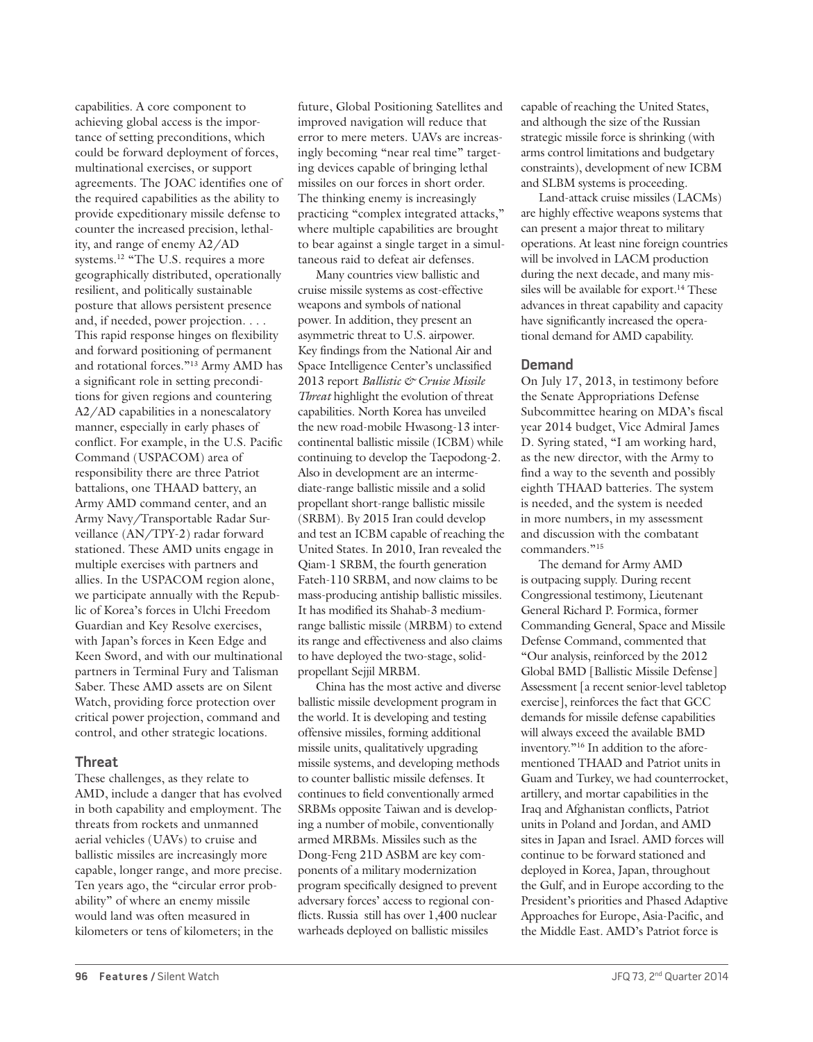capabilities. A core component to achieving global access is the importance of setting preconditions, which could be forward deployment of forces, multinational exercises, or support agreements. The JOAC identifies one of the required capabilities as the ability to provide expeditionary missile defense to counter the increased precision, lethality, and range of enemy A2/AD systems.[12] "The U.S. requires a more geographically distributed, operationally resilient, and politically sustainable posture that allows persistent presence and, if needed, power projection. . . . This rapid response hinges on flexibility and forward positioning of permanent and rotational forces."[13] Army AMD has a significant role in setting preconditions for given regions and countering A2/AD capabilities in a nonescalatory manner, especially in early phases of conflict. For example, in the U.S. Pacific Command (USPACOM) area of responsibility there are three Patriot battalions, one THAAD battery, an Army AMD command center, and an Army Navy/Transportable Radar Surveillance (AN/TPY-2) radar forward stationed. These AMD units engage in multiple exercises with partners and allies. In the USPACOM region alone, we participate annually with the Republic of Korea's forces in Ulchi Freedom Guardian and Key Resolve exercises, with Japan's forces in Keen Edge and Keen Sword, and with our multinational partners in Terminal Fury and Talisman Saber. These AMD assets are on Silent Watch, providing force protection over critical power projection, command and control, and other strategic locations.

## Threat

These challenges, as they relate to AMD, include a danger that has evolved in both capability and employment. The threats from rockets and unmanned aerial vehicles (UAVs) to cruise and ballistic missiles are increasingly more capable, longer range, and more precise. Ten years ago, the "circular error probability" of where an enemy missile would land was often measured in kilometers or tens of kilometers; in the future, Global Positioning Satellites and improved navigation will reduce that error to mere meters. UAVs are increasingly becoming "near real time" targeting devices capable of bringing lethal missiles on our forces in short order. The thinking enemy is increasingly practicing "complex integrated attacks," where multiple capabilities are brought to bear against a single target in a simultaneous raid to defeat air defenses.

Many countries view ballistic and cruise missile systems as cost-effective weapons and symbols of national power. In addition, they present an asymmetric threat to U.S. airpower. Key findings from the National Air and Space Intelligence Center's unclassified 2013 report *Ballistic & Cruise Missile Threat* highlight the evolution of threat capabilities. North Korea has unveiled the new road-mobile Hwasong-13 intercontinental ballistic missile (ICBM) while continuing to develop the Taepodong-2. Also in development are an intermediate-range ballistic missile and a solid propellant short-range ballistic missile (SRBM). By 2015 Iran could develop and test an ICBM capable of reaching the United States. In 2010, Iran revealed the Qiam-1 SRBM, the fourth generation Fateh-110 SRBM, and now claims to be mass-producing antiship ballistic missiles. It has modified its Shahab-3 medium-range ballistic missile (MRBM) to extend its range and effectiveness and also claims to have deployed the two-stage, solid-propellant Sejjil MRBM.

China has the most active and diverse ballistic missile development program in the world. It is developing and testing offensive missiles, forming additional missile units, qualitatively upgrading missile systems, and developing methods to counter ballistic missile defenses. It continues to field conventionally armed SRBMs opposite Taiwan and is developing a number of mobile, conventionally armed MRBMs. Missiles such as the Dong-Feng 21D ASBM are key components of a military modernization program specifically designed to prevent adversary forces' access to regional conflicts. Russia still has over 1,400 nuclear warheads deployed on ballistic missiles capable of reaching the United States, and although the size of the Russian strategic missile force is shrinking (with arms control limitations and budgetary constraints), development of new ICBM and SLBM systems is proceeding.

Land-attack cruise missiles (LACMs) are highly effective weapons systems that can present a major threat to military operations. At least nine foreign countries will be involved in LACM production during the next decade, and many missiles will be available for export.[14] These advances in threat capability and capacity have significantly increased the operational demand for AMD capability.

## Demand

On July 17, 2013, in testimony before the Senate Appropriations Defense Subcommittee hearing on MDA's fiscal year 2014 budget, Vice Admiral James D. Syring stated, "I am working hard, as the new director, with the Army to find a way to the seventh and possibly eighth THAAD batteries. The system is needed, and the system is needed in more numbers, in my assessment and discussion with the combatant commanders."[15]

The demand for Army AMD is outpacing supply. During recent Congressional testimony, Lieutenant General Richard P. Formica, former Commanding General, Space and Missile Defense Command, commented that "Our analysis, reinforced by the 2012 Global BMD [Ballistic Missile Defense] Assessment [a recent senior-level tabletop exercise], reinforces the fact that GCC demands for missile defense capabilities will always exceed the available BMD inventory."[16] In addition to the aforementioned THAAD and Patriot units in Guam and Turkey, we had counterrocket, artillery, and mortar capabilities in the Iraq and Afghanistan conflicts, Patriot units in Poland and Jordan, and AMD sites in Japan and Israel. AMD forces will continue to be forward stationed and deployed in Korea, Japan, throughout the Gulf, and in Europe according to the President's priorities and Phased Adaptive Approaches for Europe, Asia-Pacific, and the Middle East. AMD's Patriot force is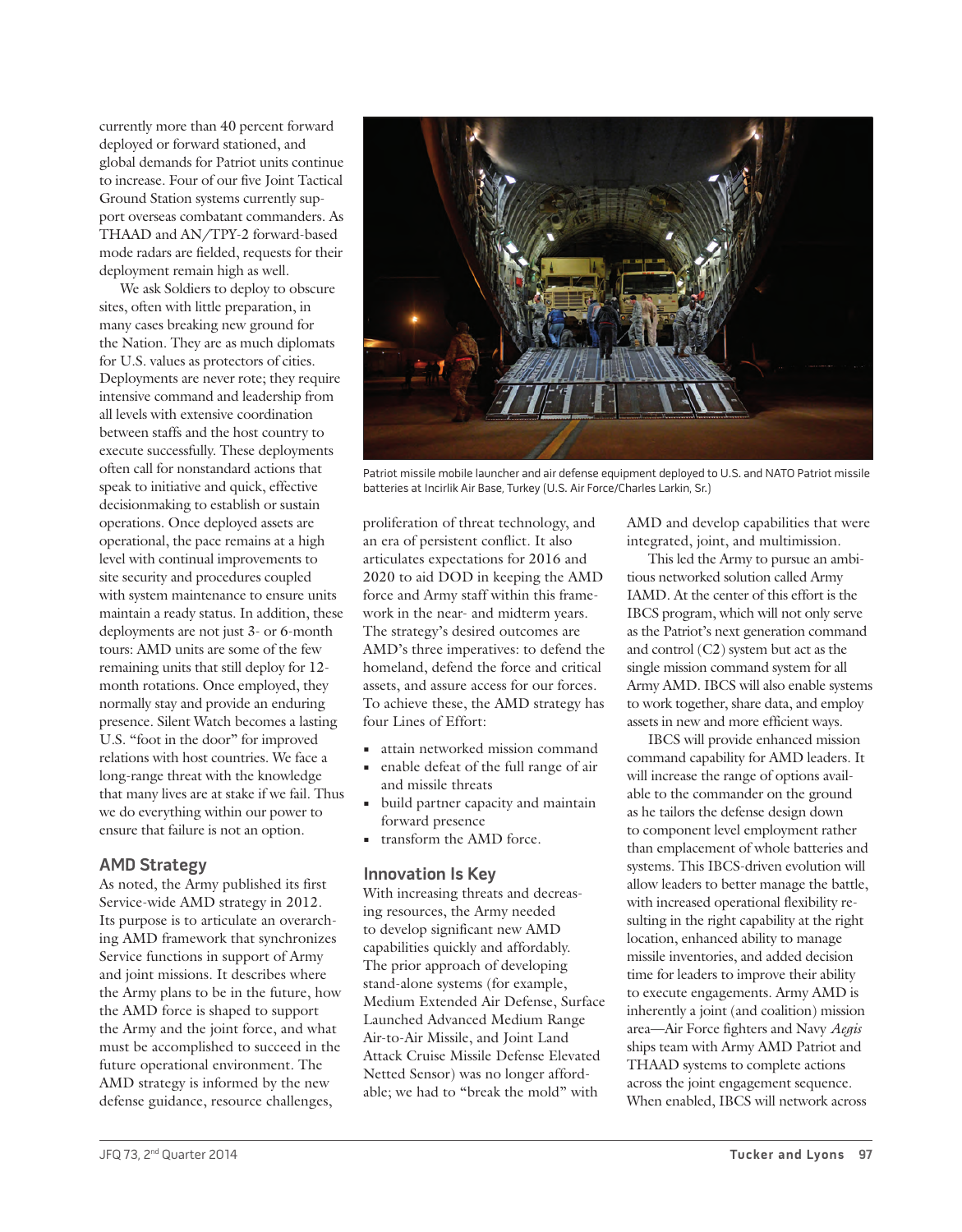currently more than 40 percent forward deployed or forward stationed, and global demands for Patriot units continue to increase. Four of our five Joint Tactical Ground Station systems currently support overseas combatant commanders. As THAAD and AN/TPY-2 forward-based mode radars are fielded, requests for their deployment remain high as well.

We ask Soldiers to deploy to obscure sites, often with little preparation, in many cases breaking new ground for the Nation. They are as much diplomats for U.S. values as protectors of cities. Deployments are never rote; they require intensive command and leadership from all levels with extensive coordination between staffs and the host country to execute successfully. These deployments often call for nonstandard actions that speak to initiative and quick, effective decisionmaking to establish or sustain operations. Once deployed assets are operational, the pace remains at a high level with continual improvements to site security and procedures coupled with system maintenance to ensure units maintain a ready status. In addition, these deployments are not just 3- or 6-month tours: AMD units are some of the few remaining units that still deploy for 12-month rotations. Once employed, they normally stay and provide an enduring presence. Silent Watch becomes a lasting U.S. "foot in the door" for improved relations with host countries. We face a long-range threat with the knowledge that many lives are at stake if we fail. Thus we do everything within our power to ensure that failure is not an option.

## AMD Strategy

As noted, the Army published its first Service-wide AMD strategy in 2012. Its purpose is to articulate an overarching AMD framework that synchronizes Service functions in support of Army and joint missions. It describes where the Army plans to be in the future, how the AMD force is shaped to support the Army and the joint force, and what must be accomplished to succeed in the future operational environment. The AMD strategy is informed by the new defense guidance, resource challenges, proliferation of threat technology, and an era of persistent conflict. It also articulates expectations for 2016 and 2020 to aid DOD in keeping the AMD force and Army staff within this framework in the near- and midterm years. The strategy's desired outcomes are AMD's three imperatives: to defend the homeland, defend the force and critical assets, and assure access for our forces. To achieve these, the AMD strategy has four Lines of Effort:

- attain networked mission command
- enable defeat of the full range of air and missile threats
- build partner capacity and maintain forward presence
- transform the AMD force.

Patriot missile mobile launcher and air defense equipment deployed to U.S. and NATO Patriot missile batteries at Incirlik Air Base, Turkey (U.S. Air Force/Charles Larkin, Sr.)

## Innovation Is Key

With increasing threats and decreasing resources, the Army needed to develop significant new AMD capabilities quickly and affordably. The prior approach of developing stand-alone systems (for example, Medium Extended Air Defense, Surface Launched Advanced Medium Range Air-to-Air Missile, and Joint Land Attack Cruise Missile Defense Elevated Netted Sensor) was no longer affordable; we had to "break the mold" with AMD and develop capabilities that were integrated, joint, and multimission.

This led the Army to pursue an ambitious networked solution called Army IAMD. At the center of this effort is the IBCS program, which will not only serve as the Patriot's next generation command and control (C2) system but act as the single mission command system for all Army AMD. IBCS will also enable systems to work together, share data, and employ assets in new and more efficient ways.

IBCS will provide enhanced mission command capability for AMD leaders. It will increase the range of options available to the commander on the ground as he tailors the defense design down to component level employment rather than emplacement of whole batteries and systems. This IBCS-driven evolution will allow leaders to better manage the battle, with increased operational flexibility resulting in the right capability at the right location, enhanced ability to manage missile inventories, and added decision time for leaders to improve their ability to execute engagements. Army AMD is inherently a joint (and coalition) mission area—Air Force fighters and Navy *Aegis* ships team with Army AMD Patriot and THAAD systems to complete actions across the joint engagement sequence. When enabled, IBCS will network across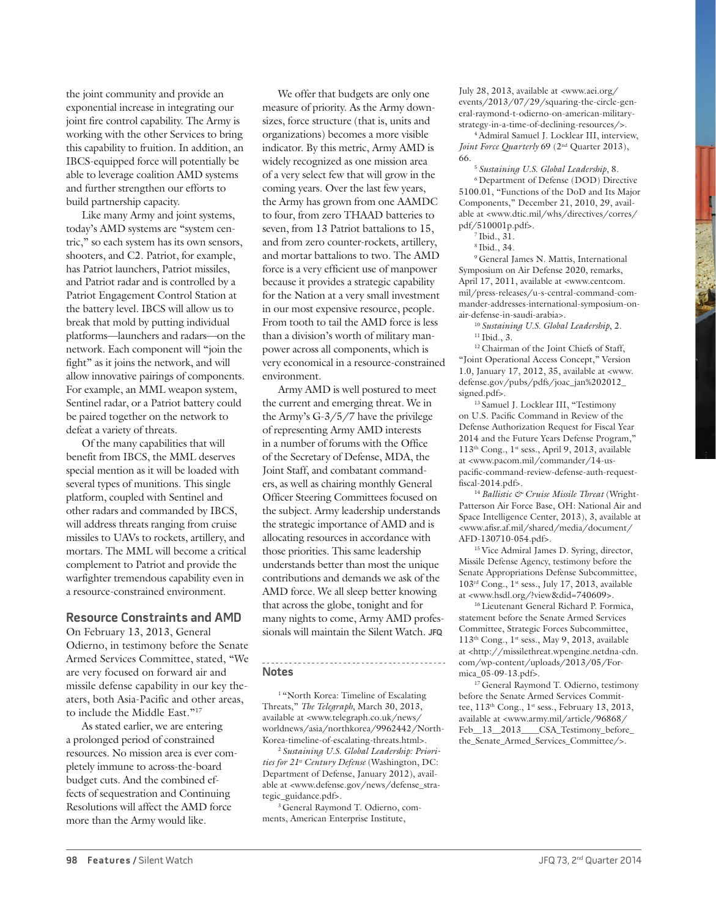the joint community and provide an exponential increase in integrating our joint fire control capability. The Army is working with the other Services to bring this capability to fruition. In addition, an IBCS-equipped force will potentially be able to leverage coalition AMD systems and further strengthen our efforts to build partnership capacity.

Like many Army and joint systems, today's AMD systems are "system centric," so each system has its own sensors, shooters, and C2. Patriot, for example, has Patriot launchers, Patriot missiles, and Patriot radar and is controlled by a Patriot Engagement Control Station at the battery level. IBCS will allow us to break that mold by putting individual platforms—launchers and radars—on the network. Each component will "join the fight" as it joins the network, and will allow innovative pairings of components. For example, an MML weapon system, Sentinel radar, or a Patriot battery could be paired together on the network to defeat a variety of threats.

Of the many capabilities that will benefit from IBCS, the MML deserves special mention as it will be loaded with several types of munitions. This single platform, coupled with Sentinel and other radars and commanded by IBCS, will address threats ranging from cruise missiles to UAVs to rockets, artillery, and mortars. The MML will become a critical complement to Patriot and provide the warfighter tremendous capability even in a resource-constrained environment.

## Resource Constraints and AMD

On February 13, 2013, General Odierno, in testimony before the Senate Armed Services Committee, stated, "We are very focused on forward air and missile defense capability in our key theaters, both Asia-Pacific and other areas, to include the Middle East."[17]

As stated earlier, we are entering a prolonged period of constrained resources. No mission area is ever completely immune to across-the-board budget cuts. And the combined effects of sequestration and Continuing Resolutions will affect the AMD force more than the Army would like.

We offer that budgets are only one measure of priority. As the Army downsizes, force structure (that is, units and organizations) becomes a more visible indicator. By this metric, Army AMD is widely recognized as one mission area of a very select few that will grow in the coming years. Over the last few years, the Army has grown from one AAMDC to four, from zero THAAD batteries to seven, from 13 Patriot battalions to 15, and from zero counter-rockets, artillery, and mortar battalions to two. The AMD force is a very efficient use of manpower because it provides a strategic capability for the Nation at a very small investment in our most expensive resource, people. From tooth to tail the AMD force is less than a division's worth of military manpower across all components, which is very economical in a resource-constrained environment.

Army AMD is well postured to meet the current and emerging threat. We in the Army's G-3/5/7 have the privilege of representing Army AMD interests in a number of forums with the Office of the Secretary of Defense, MDA, the Joint Staff, and combatant commanders, as well as chairing monthly General Officer Steering Committees focused on the subject. Army leadership understands the strategic importance of AMD and is allocating resources in accordance with those priorities. This same leadership understands better than most the unique contributions and demands we ask of the AMD force. We all sleep better knowing that across the globe, tonight and for many nights to come, Army AMD professionals will maintain the Silent Watch. **JFQ**

## Notes

[1] "North Korea: Timeline of Escalating Threats," *The Telegraph*, March 30, 2013, available at <www.telegraph.co.uk/news/worldnews/asia/northkorea/9962442/North-Korea-timeline-of-escalating-threats.html>.

[2] *Sustaining U.S. Global Leadership: Priorities for 21st Century Defense* (Washington, DC: Department of Defense, January 2012), available at <www.defense.gov/news/defense_strategic_guidance.pdf>.

[3] General Raymond T. Odierno, comments, American Enterprise Institute, July 28, 2013, available at <www.aei.org/events/2013/07/29/squaring-the-circle-general-raymond-t-odierno-on-american-military-strategy-in-a-time-of-declining-resources/>.

[4] Admiral Samuel J. Locklear III, interview, *Joint Force Quarterly* 69 (2nd Quarter 2013), 66.

[5] *Sustaining U.S. Global Leadership*, 8.

[6] Department of Defense (DOD) Directive 5100.01, "Functions of the DoD and Its Major Components," December 21, 2010, 29, available at <www.dtic.mil/whs/directives/corres/pdf/510001p.pdf>.

[7] Ibid., 31.

[8] Ibid., 34.

[9] General James N. Mattis, International Symposium on Air Defense 2020, remarks, April 17, 2011, available at <www.centcom.mil/press-releases/u-s-central-command-commander-addresses-international-symposium-on-air-defense-in-saudi-arabia>.

[10] *Sustaining U.S. Global Leadership*, 2.

[11] Ibid., 3.

[12] Chairman of the Joint Chiefs of Staff, "Joint Operational Access Concept," Version 1.0, January 17, 2012, 35, available at <www.defense.gov/pubs/pdfs/joac_jan%202012_signed.pdf>.

[13] Samuel J. Locklear III, "Testimony on U.S. Pacific Command in Review of the Defense Authorization Request for Fiscal Year 2014 and the Future Years Defense Program," 113th Cong., 1st sess., April 9, 2013, available at <www.pacom.mil/commander/14-us-pacific-command-review-defense-auth-request-fiscal-2014.pdf>.

[14] *Ballistic & Cruise Missile Threat* (Wright-Patterson Air Force Base, OH: National Air and Space Intelligence Center, 2013), 3, available at <www.afisr.af.mil/shared/media/document/AFD-130710-054.pdf>.

[15] Vice Admiral James D. Syring, director, Missile Defense Agency, testimony before the Senate Appropriations Defense Subcommittee, 103rd Cong., 1st sess., July 17, 2013, available at <www.hsdl.org/?view&did=740609>.

[16] Lieutenant General Richard P. Formica, statement before the Senate Armed Services Committee, Strategic Forces Subcommittee, 113th Cong., 1st sess., May 9, 2013, available at <http://missilethreat.wpengine.netdna-cdn.com/wp-content/uploads/2013/05/Formica_05-09-13.pdf>.

[17] General Raymond T. Odierno, testimony before the Senate Armed Services Committee, 113th Cong., 1st sess., February 13, 2013, available at <www.army.mil/article/96868/Feb__13__2013____CSA_Testimony_before_the_Senate_Armed_Services_Committee/>.